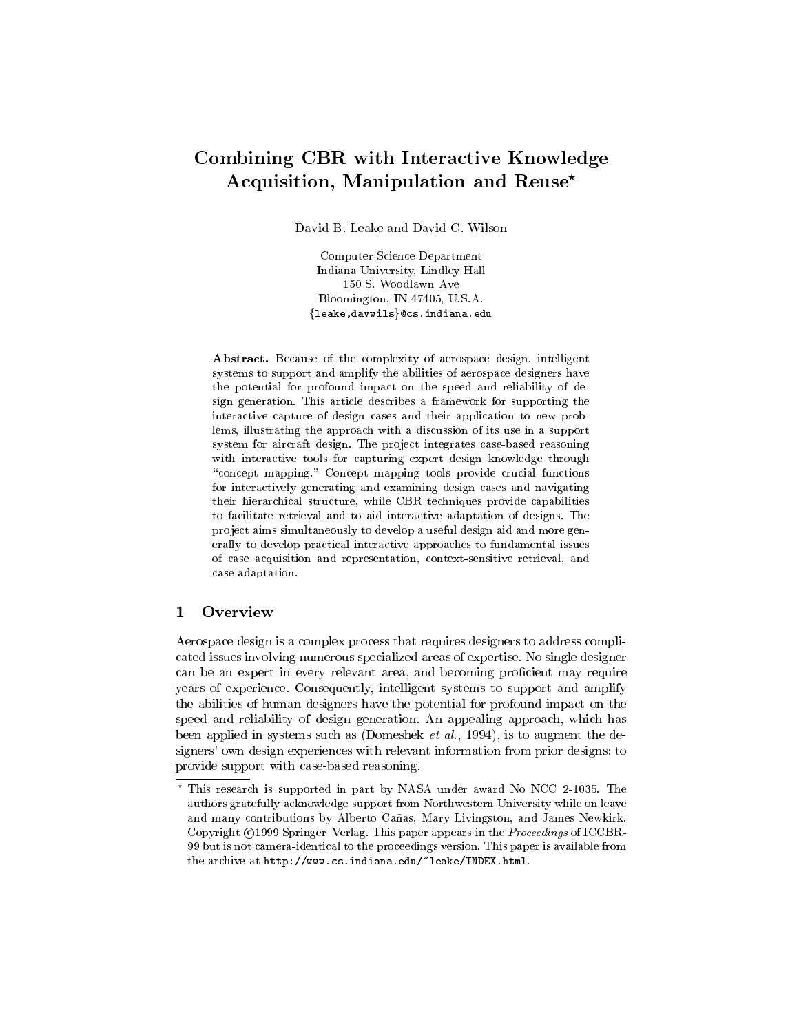# Combining CBR with Interactive Knowledge Acquisition, Manipulation and Reuse*

David B. Leake and David C. Wilson

Computer Science Department
Indiana University, Lindley Hall
150 S. Woodlawn Ave
Bloomington, IN 47405, U.S.A.
{leake,davwils}@cs.indiana.edu

**Abstract.** Because of the complexity of aerospace design, intelligent systems to support and amplify the abilities of aerospace designers have the potential for profound impact on the speed and reliability of design generation. This article describes a framework for supporting the interactive capture of design cases and their application to new problems, illustrating the approach with a discussion of its use in a support system for aircraft design. The project integrates case-based reasoning with interactive tools for capturing expert design knowledge through "concept mapping." Concept mapping tools provide crucial functions for interactively generating and examining design cases and navigating their hierarchical structure, while CBR techniques provide capabilities to facilitate retrieval and to aid interactive adaptation of designs. The project aims simultaneously to develop a useful design aid and more generally to develop practical interactive approaches to fundamental issues of case acquisition and representation, context-sensitive retrieval, and case adaptation.

## 1 Overview

Aerospace design is a complex process that requires designers to address complicated issues involving numerous specialized areas of expertise. No single designer can be an expert in every relevant area, and becoming proficient may require years of experience. Consequently, intelligent systems to support and amplify the abilities of human designers have the potential for profound impact on the speed and reliability of design generation. An appealing approach, which has been applied in systems such as (Domeshek *et al.*, 1994), is to augment the designers' own design experiences with relevant information from prior designs: to provide support with case-based reasoning.

---

* This research is supported in part by NASA under award No NCC 2-1035. The authors gratefully acknowledge support from Northwestern University while on leave and many contributions by Alberto Cañas, Mary Livingston, and James Newkirk. Copyright ©1999 Springer–Verlag. This paper appears in the *Proceedings* of ICCBR-99 but is not camera-identical to the proceedings version. This paper is available from the archive at http://www.cs.indiana.edu/~leake/INDEX.html.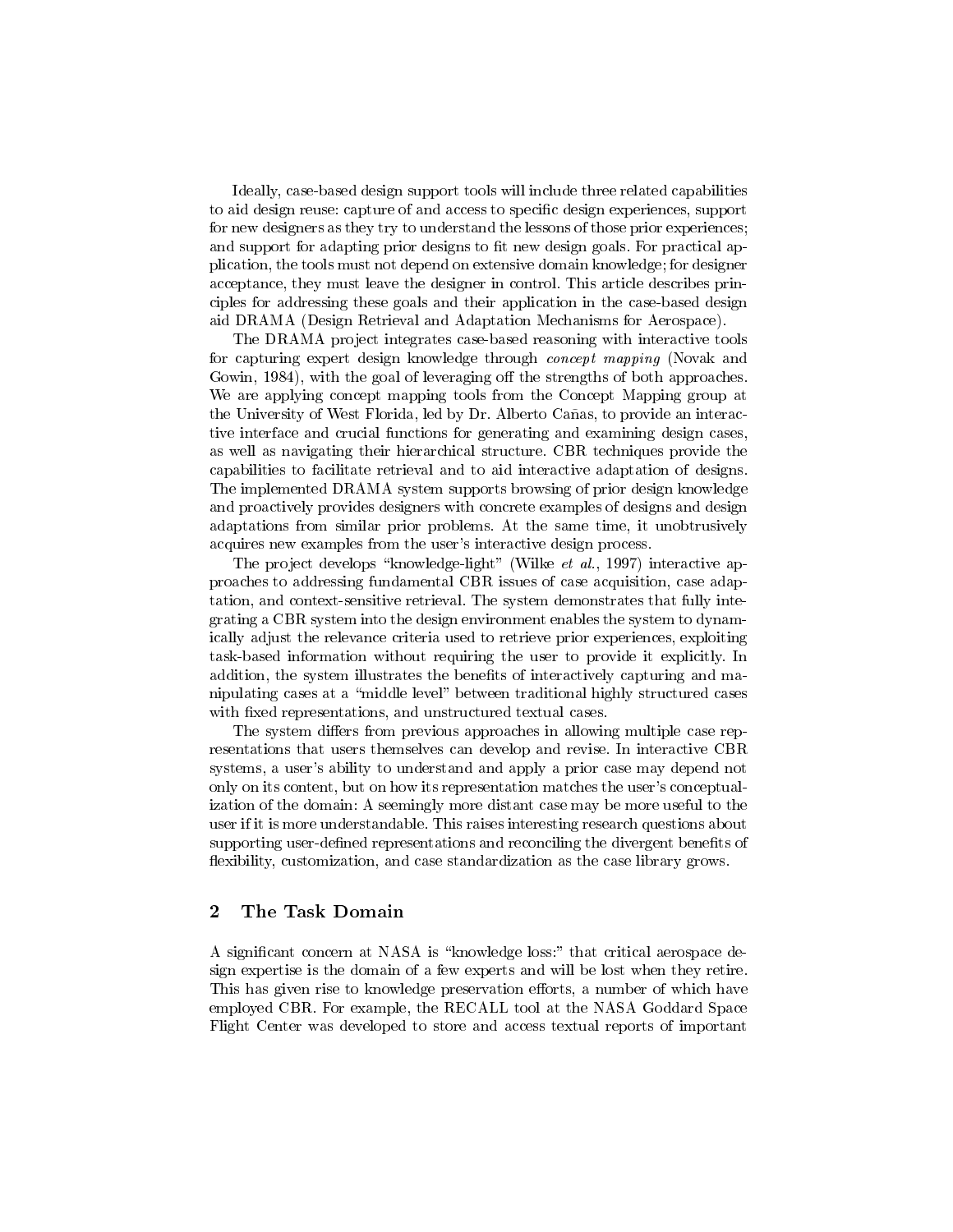Ideally, case-based design support tools will include three related capabilities to aid design reuse: capture of and access to specific design experiences, support for new designers as they try to understand the lessons of those prior experiences; and support for adapting prior designs to fit new design goals. For practical application, the tools must not depend on extensive domain knowledge; for designer acceptance, they must leave the designer in control. This article describes principles for addressing these goals and their application in the case-based design aid DRAMA (Design Retrieval and Adaptation Mechanisms for Aerospace).

The DRAMA project integrates case-based reasoning with interactive tools for capturing expert design knowledge through *concept mapping* (Novak and Gowin, 1984), with the goal of leveraging off the strengths of both approaches. We are applying concept mapping tools from the Concept Mapping group at the University of West Florida, led by Dr. Alberto Cañas, to provide an interactive interface and crucial functions for generating and examining design cases, as well as navigating their hierarchical structure. CBR techniques provide the capabilities to facilitate retrieval and to aid interactive adaptation of designs. The implemented DRAMA system supports browsing of prior design knowledge and proactively provides designers with concrete examples of designs and design adaptations from similar prior problems. At the same time, it unobtrusively acquires new examples from the user's interactive design process.

The project develops "knowledge-light" (Wilke *et al.*, 1997) interactive approaches to addressing fundamental CBR issues of case acquisition, case adaptation, and context-sensitive retrieval. The system demonstrates that fully integrating a CBR system into the design environment enables the system to dynamically adjust the relevance criteria used to retrieve prior experiences, exploiting task-based information without requiring the user to provide it explicitly. In addition, the system illustrates the benefits of interactively capturing and manipulating cases at a "middle level" between traditional highly structured cases with fixed representations, and unstructured textual cases.

The system differs from previous approaches in allowing multiple case representations that users themselves can develop and revise. In interactive CBR systems, a user's ability to understand and apply a prior case may depend not only on its content, but on how its representation matches the user's conceptualization of the domain: A seemingly more distant case may be more useful to the user if it is more understandable. This raises interesting research questions about supporting user-defined representations and reconciling the divergent benefits of flexibility, customization, and case standardization as the case library grows.

## 2 The Task Domain

A significant concern at NASA is "knowledge loss:" that critical aerospace design expertise is the domain of a few experts and will be lost when they retire. This has given rise to knowledge preservation efforts, a number of which have employed CBR. For example, the RECALL tool at the NASA Goddard Space Flight Center was developed to store and access textual reports of important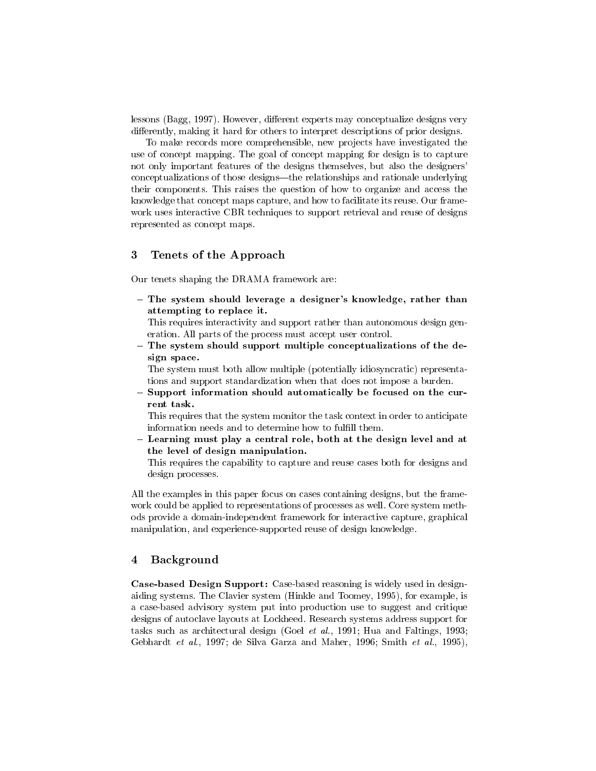lessons (Bagg, 1997). However, different experts may conceptualize designs very differently, making it hard for others to interpret descriptions of prior designs.

To make records more comprehensible, new projects have investigated the use of concept mapping. The goal of concept mapping for design is to capture not only important features of the designs themselves, but also the designers' conceptualizations of those designs—the relationships and rationale underlying their components. This raises the question of how to organize and access the knowledge that concept maps capture, and how to facilitate its reuse. Our framework uses interactive CBR techniques to support retrieval and reuse of designs represented as concept maps.

## 3 Tenets of the Approach

Our tenets shaping the DRAMA framework are:

- **The system should leverage a designer's knowledge, rather than attempting to replace it.**
  This requires interactivity and support rather than autonomous design generation. All parts of the process must accept user control.
- **The system should support multiple conceptualizations of the design space.**
  The system must both allow multiple (potentially idiosyncratic) representations and support standardization when that does not impose a burden.
- **Support information should automatically be focused on the current task.**
  This requires that the system monitor the task context in order to anticipate information needs and to determine how to fulfill them.
- **Learning must play a central role, both at the design level and at the level of design manipulation.**
  This requires the capability to capture and reuse cases both for designs and design processes.

All the examples in this paper focus on cases containing designs, but the framework could be applied to representations of processes as well. Core system methods provide a domain-independent framework for interactive capture, graphical manipulation, and experience-supported reuse of design knowledge.

## 4 Background

**Case-based Design Support:** Case-based reasoning is widely used in design-aiding systems. The Clavier system (Hinkle and Toomey, 1995), for example, is a case-based advisory system put into production use to suggest and critique designs of autoclave layouts at Lockheed. Research systems address support for tasks such as architectural design (Goel *et al.*, 1991; Hua and Faltings, 1993; Gebhardt *et al.*, 1997; de Silva Garza and Maher, 1996; Smith *et al.*, 1995),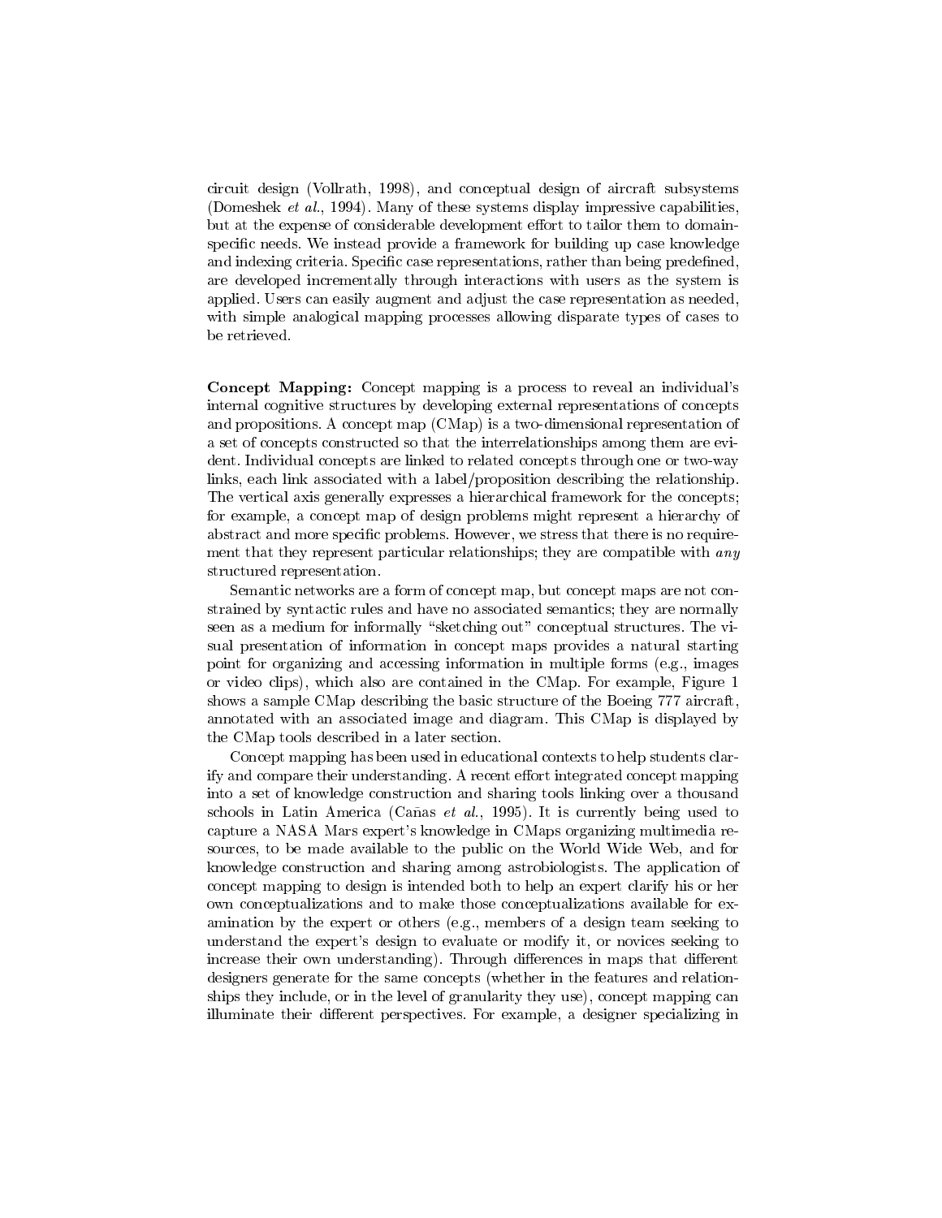circuit design (Vollrath, 1998), and conceptual design of aircraft subsystems (Domeshek *et al.*, 1994). Many of these systems display impressive capabilities, but at the expense of considerable development effort to tailor them to domain-specific needs. We instead provide a framework for building up case knowledge and indexing criteria. Specific case representations, rather than being predefined, are developed incrementally through interactions with users as the system is applied. Users can easily augment and adjust the case representation as needed, with simple analogical mapping processes allowing disparate types of cases to be retrieved.

**Concept Mapping:** Concept mapping is a process to reveal an individual's internal cognitive structures by developing external representations of concepts and propositions. A concept map (CMap) is a two-dimensional representation of a set of concepts constructed so that the interrelationships among them are evident. Individual concepts are linked to related concepts through one or two-way links, each link associated with a label/proposition describing the relationship. The vertical axis generally expresses a hierarchical framework for the concepts; for example, a concept map of design problems might represent a hierarchy of abstract and more specific problems. However, we stress that there is no requirement that they represent particular relationships; they are compatible with *any* structured representation.

Semantic networks are a form of concept map, but concept maps are not constrained by syntactic rules and have no associated semantics; they are normally seen as a medium for informally "sketching out" conceptual structures. The visual presentation of information in concept maps provides a natural starting point for organizing and accessing information in multiple forms (e.g., images or video clips), which also are contained in the CMap. For example, Figure 1 shows a sample CMap describing the basic structure of the Boeing 777 aircraft, annotated with an associated image and diagram. This CMap is displayed by the CMap tools described in a later section.

Concept mapping has been used in educational contexts to help students clarify and compare their understanding. A recent effort integrated concept mapping into a set of knowledge construction and sharing tools linking over a thousand schools in Latin America (Cañas *et al.*, 1995). It is currently being used to capture a NASA Mars expert's knowledge in CMaps organizing multimedia resources, to be made available to the public on the World Wide Web, and for knowledge construction and sharing among astrobiologists. The application of concept mapping to design is intended both to help an expert clarify his or her own conceptualizations and to make those conceptualizations available for examination by the expert or others (e.g., members of a design team seeking to understand the expert's design to evaluate or modify it, or novices seeking to increase their own understanding). Through differences in maps that different designers generate for the same concepts (whether in the features and relationships they include, or in the level of granularity they use), concept mapping can illuminate their different perspectives. For example, a designer specializing in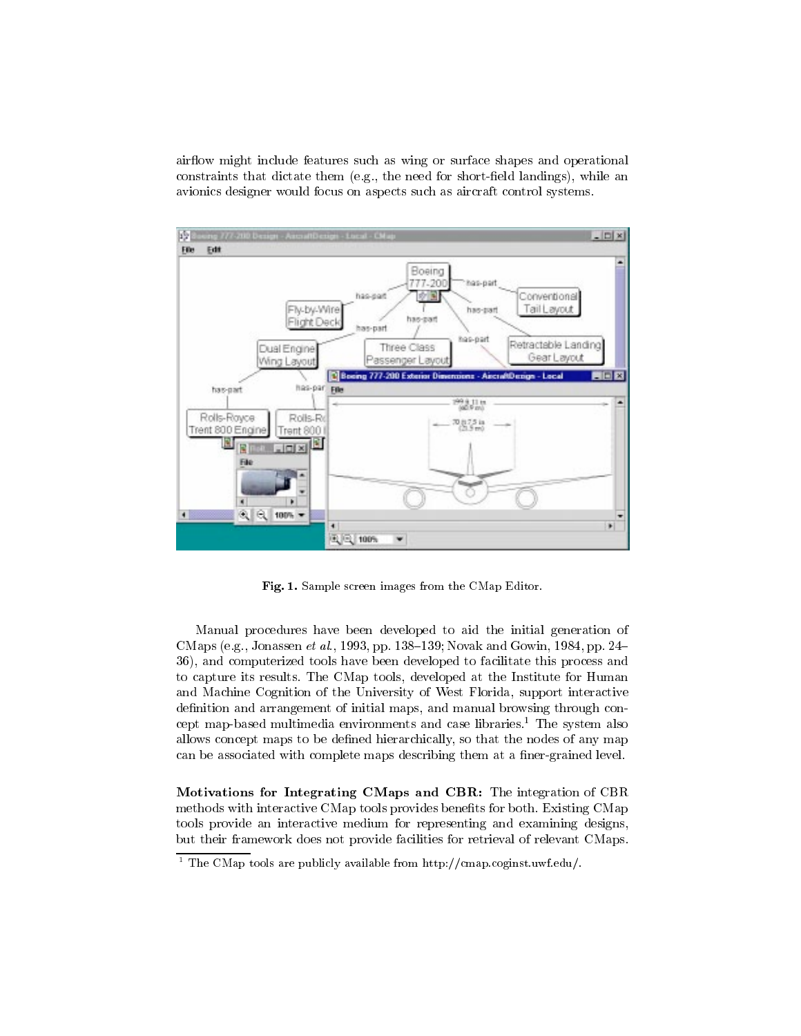airflow might include features such as wing or surface shapes and operational constraints that dictate them (e.g., the need for short-field landings), while an avionics designer would focus on aspects such as aircraft control systems.

**Fig. 1.** Sample screen images from the CMap Editor.

Manual procedures have been developed to aid the initial generation of CMaps (e.g., Jonassen *et al.*, 1993, pp. 138–139; Novak and Gowin, 1984, pp. 24–36), and computerized tools have been developed to facilitate this process and to capture its results. The CMap tools, developed at the Institute for Human and Machine Cognition of the University of West Florida, support interactive definition and arrangement of initial maps, and manual browsing through concept map-based multimedia environments and case libraries.[1] The system also allows concept maps to be defined hierarchically, so that the nodes of any map can be associated with complete maps describing them at a finer-grained level.

**Motivations for Integrating CMaps and CBR:** The integration of CBR methods with interactive CMap tools provides benefits for both. Existing CMap tools provide an interactive medium for representing and examining designs, but their framework does not provide facilities for retrieval of relevant CMaps.

[1] The CMap tools are publicly available from http://cmap.coginst.uwf.edu/.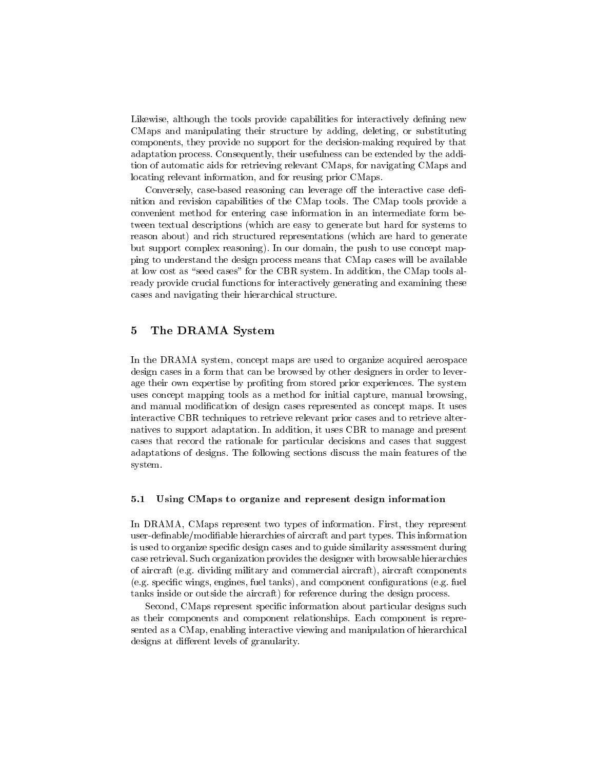Likewise, although the tools provide capabilities for interactively defining new CMaps and manipulating their structure by adding, deleting, or substituting components, they provide no support for the decision-making required by that adaptation process. Consequently, their usefulness can be extended by the addition of automatic aids for retrieving relevant CMaps, for navigating CMaps and locating relevant information, and for reusing prior CMaps.

Conversely, case-based reasoning can leverage off the interactive case definition and revision capabilities of the CMap tools. The CMap tools provide a convenient method for entering case information in an intermediate form between textual descriptions (which are easy to generate but hard for systems to reason about) and rich structured representations (which are hard to generate but support complex reasoning). In our domain, the push to use concept mapping to understand the design process means that CMap cases will be available at low cost as "seed cases" for the CBR system. In addition, the CMap tools already provide crucial functions for interactively generating and examining these cases and navigating their hierarchical structure.

## 5 The DRAMA System

In the DRAMA system, concept maps are used to organize acquired aerospace design cases in a form that can be browsed by other designers in order to leverage their own expertise by profiting from stored prior experiences. The system uses concept mapping tools as a method for initial capture, manual browsing, and manual modification of design cases represented as concept maps. It uses interactive CBR techniques to retrieve relevant prior cases and to retrieve alternatives to support adaptation. In addition, it uses CBR to manage and present cases that record the rationale for particular decisions and cases that suggest adaptations of designs. The following sections discuss the main features of the system.

### 5.1 Using CMaps to organize and represent design information

In DRAMA, CMaps represent two types of information. First, they represent user-definable/modifiable hierarchies of aircraft and part types. This information is used to organize specific design cases and to guide similarity assessment during case retrieval. Such organization provides the designer with browsable hierarchies of aircraft (e.g. dividing military and commercial aircraft), aircraft components (e.g. specific wings, engines, fuel tanks), and component configurations (e.g. fuel tanks inside or outside the aircraft) for reference during the design process.

Second, CMaps represent specific information about particular designs such as their components and component relationships. Each component is represented as a CMap, enabling interactive viewing and manipulation of hierarchical designs at different levels of granularity.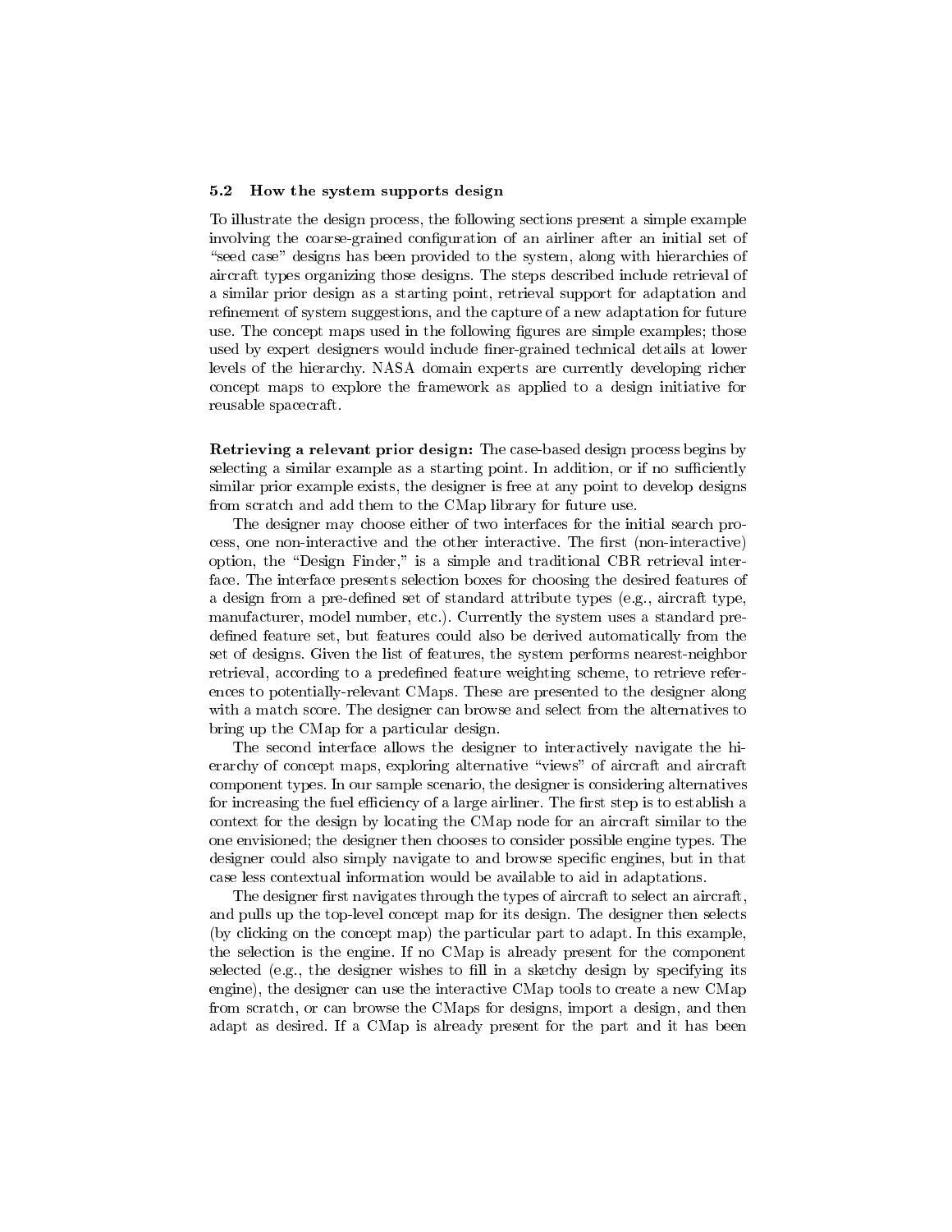### 5.2 How the system supports design

To illustrate the design process, the following sections present a simple example involving the coarse-grained configuration of an airliner after an initial set of "seed case" designs has been provided to the system, along with hierarchies of aircraft types organizing those designs. The steps described include retrieval of a similar prior design as a starting point, retrieval support for adaptation and refinement of system suggestions, and the capture of a new adaptation for future use. The concept maps used in the following figures are simple examples; those used by expert designers would include finer-grained technical details at lower levels of the hierarchy. NASA domain experts are currently developing richer concept maps to explore the framework as applied to a design initiative for reusable spacecraft.

**Retrieving a relevant prior design:** The case-based design process begins by selecting a similar example as a starting point. In addition, or if no sufficiently similar prior example exists, the designer is free at any point to develop designs from scratch and add them to the CMap library for future use.

The designer may choose either of two interfaces for the initial search process, one non-interactive and the other interactive. The first (non-interactive) option, the "Design Finder," is a simple and traditional CBR retrieval interface. The interface presents selection boxes for choosing the desired features of a design from a pre-defined set of standard attribute types (e.g., aircraft type, manufacturer, model number, etc.). Currently the system uses a standard pre-defined feature set, but features could also be derived automatically from the set of designs. Given the list of features, the system performs nearest-neighbor retrieval, according to a predefined feature weighting scheme, to retrieve references to potentially-relevant CMaps. These are presented to the designer along with a match score. The designer can browse and select from the alternatives to bring up the CMap for a particular design.

The second interface allows the designer to interactively navigate the hierarchy of concept maps, exploring alternative "views" of aircraft and aircraft component types. In our sample scenario, the designer is considering alternatives for increasing the fuel efficiency of a large airliner. The first step is to establish a context for the design by locating the CMap node for an aircraft similar to the one envisioned; the designer then chooses to consider possible engine types. The designer could also simply navigate to and browse specific engines, but in that case less contextual information would be available to aid in adaptations.

The designer first navigates through the types of aircraft to select an aircraft, and pulls up the top-level concept map for its design. The designer then selects (by clicking on the concept map) the particular part to adapt. In this example, the selection is the engine. If no CMap is already present for the component selected (e.g., the designer wishes to fill in a sketchy design by specifying its engine), the designer can use the interactive CMap tools to create a new CMap from scratch, or can browse the CMaps for designs, import a design, and then adapt as desired. If a CMap is already present for the part and it has been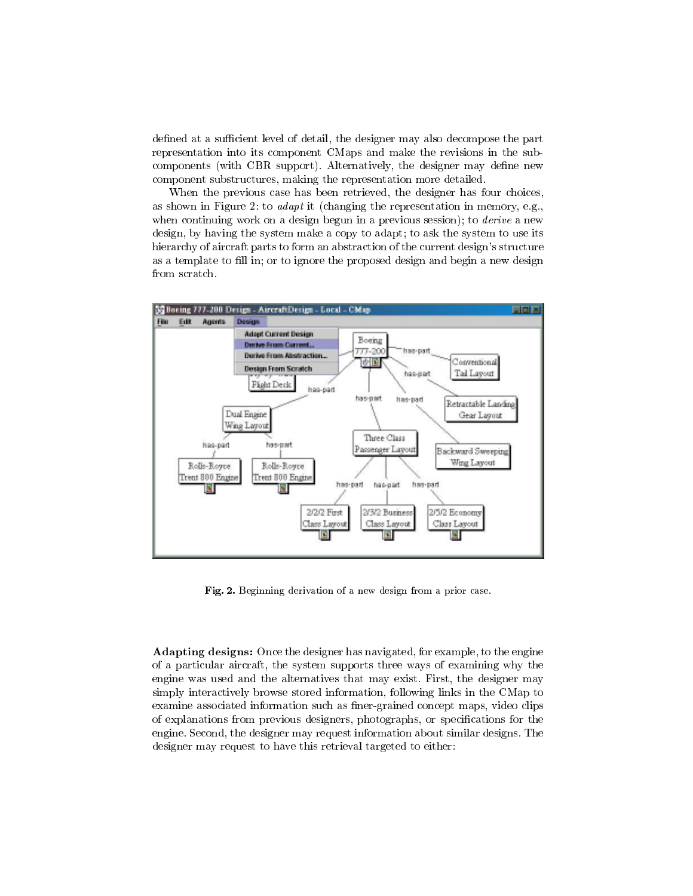defined at a sufficient level of detail, the designer may also decompose the part representation into its component CMaps and make the revisions in the subcomponents (with CBR support). Alternatively, the designer may define new component substructures, making the representation more detailed.

When the previous case has been retrieved, the designer has four choices, as shown in Figure 2: to *adapt* it (changing the representation in memory, e.g., when continuing work on a design begun in a previous session); to *derive* a new design, by having the system make a copy to adapt; to ask the system to use its hierarchy of aircraft parts to form an abstraction of the current design's structure as a template to fill in; or to ignore the proposed design and begin a new design from scratch.

**Fig. 2.** Beginning derivation of a new design from a prior case.

**Adapting designs:** Once the designer has navigated, for example, to the engine of a particular aircraft, the system supports three ways of examining why the engine was used and the alternatives that may exist. First, the designer may simply interactively browse stored information, following links in the CMap to examine associated information such as finer-grained concept maps, video clips of explanations from previous designers, photographs, or specifications for the engine. Second, the designer may request information about similar designs. The designer may request to have this retrieval targeted to either: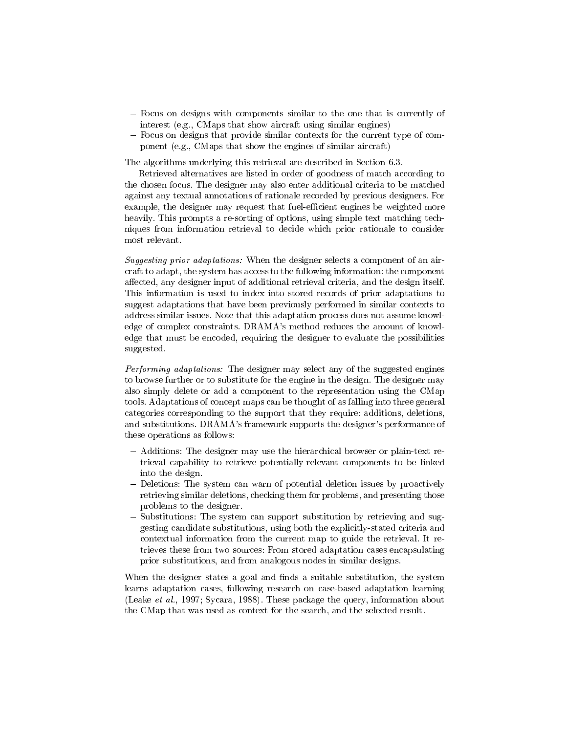- Focus on designs with components similar to the one that is currently of interest (e.g., CMaps that show aircraft using similar engines)
- Focus on designs that provide similar contexts for the current type of component (e.g., CMaps that show the engines of similar aircraft)

The algorithms underlying this retrieval are described in Section 6.3.

Retrieved alternatives are listed in order of goodness of match according to the chosen focus. The designer may also enter additional criteria to be matched against any textual annotations of rationale recorded by previous designers. For example, the designer may request that fuel-efficient engines be weighted more heavily. This prompts a re-sorting of options, using simple text matching techniques from information retrieval to decide which prior rationale to consider most relevant.

*Suggesting prior adaptations:* When the designer selects a component of an aircraft to adapt, the system has access to the following information: the component affected, any designer input of additional retrieval criteria, and the design itself. This information is used to index into stored records of prior adaptations to suggest adaptations that have been previously performed in similar contexts to address similar issues. Note that this adaptation process does not assume knowledge of complex constraints. DRAMA's method reduces the amount of knowledge that must be encoded, requiring the designer to evaluate the possibilities suggested.

*Performing adaptations:* The designer may select any of the suggested engines to browse further or to substitute for the engine in the design. The designer may also simply delete or add a component to the representation using the CMap tools. Adaptations of concept maps can be thought of as falling into three general categories corresponding to the support that they require: additions, deletions, and substitutions. DRAMA's framework supports the designer's performance of these operations as follows:

- Additions: The designer may use the hierarchical browser or plain-text retrieval capability to retrieve potentially-relevant components to be linked into the design.
- Deletions: The system can warn of potential deletion issues by proactively retrieving similar deletions, checking them for problems, and presenting those problems to the designer.
- Substitutions: The system can support substitution by retrieving and suggesting candidate substitutions, using both the explicitly-stated criteria and contextual information from the current map to guide the retrieval. It retrieves these from two sources: From stored adaptation cases encapsulating prior substitutions, and from analogous nodes in similar designs.

When the designer states a goal and finds a suitable substitution, the system learns adaptation cases, following research on case-based adaptation learning (Leake *et al.*, 1997; Sycara, 1988). These package the query, information about the CMap that was used as context for the search, and the selected result.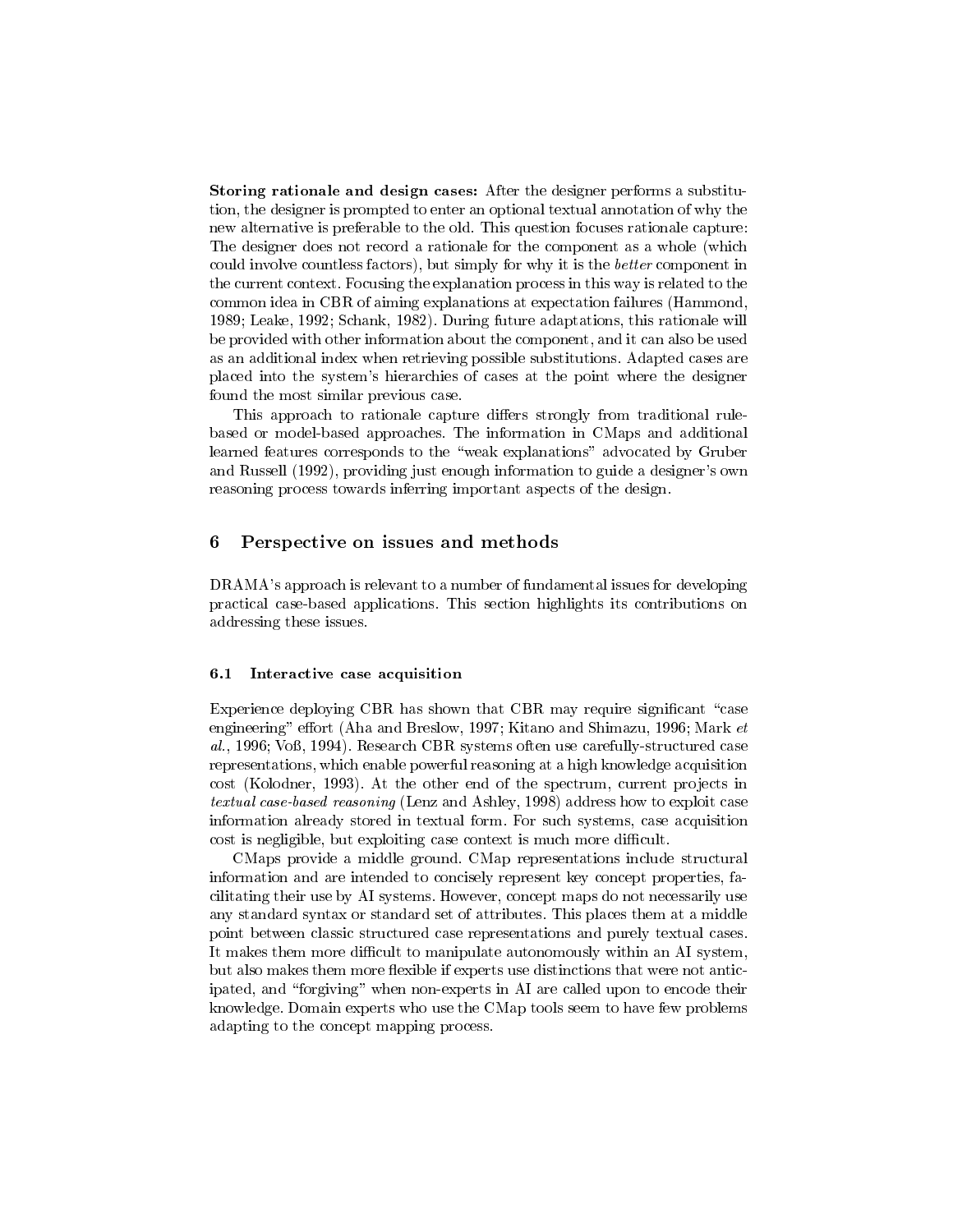**Storing rationale and design cases:** After the designer performs a substitution, the designer is prompted to enter an optional textual annotation of why the new alternative is preferable to the old. This question focuses rationale capture: The designer does not record a rationale for the component as a whole (which could involve countless factors), but simply for why it is the *better* component in the current context. Focusing the explanation process in this way is related to the common idea in CBR of aiming explanations at expectation failures (Hammond, 1989; Leake, 1992; Schank, 1982). During future adaptations, this rationale will be provided with other information about the component, and it can also be used as an additional index when retrieving possible substitutions. Adapted cases are placed into the system's hierarchies of cases at the point where the designer found the most similar previous case.

This approach to rationale capture differs strongly from traditional rule-based or model-based approaches. The information in CMaps and additional learned features corresponds to the "weak explanations" advocated by Gruber and Russell (1992), providing just enough information to guide a designer's own reasoning process towards inferring important aspects of the design.

## 6 Perspective on issues and methods

DRAMA's approach is relevant to a number of fundamental issues for developing practical case-based applications. This section highlights its contributions on addressing these issues.

### 6.1 Interactive case acquisition

Experience deploying CBR has shown that CBR may require significant "case engineering" effort (Aha and Breslow, 1997; Kitano and Shimazu, 1996; Mark *et al.*, 1996; Voß, 1994). Research CBR systems often use carefully-structured case representations, which enable powerful reasoning at a high knowledge acquisition cost (Kolodner, 1993). At the other end of the spectrum, current projects in *textual case-based reasoning* (Lenz and Ashley, 1998) address how to exploit case information already stored in textual form. For such systems, case acquisition cost is negligible, but exploiting case context is much more difficult.

CMaps provide a middle ground. CMap representations include structural information and are intended to concisely represent key concept properties, facilitating their use by AI systems. However, concept maps do not necessarily use any standard syntax or standard set of attributes. This places them at a middle point between classic structured case representations and purely textual cases. It makes them more difficult to manipulate autonomously within an AI system, but also makes them more flexible if experts use distinctions that were not anticipated, and "forgiving" when non-experts in AI are called upon to encode their knowledge. Domain experts who use the CMap tools seem to have few problems adapting to the concept mapping process.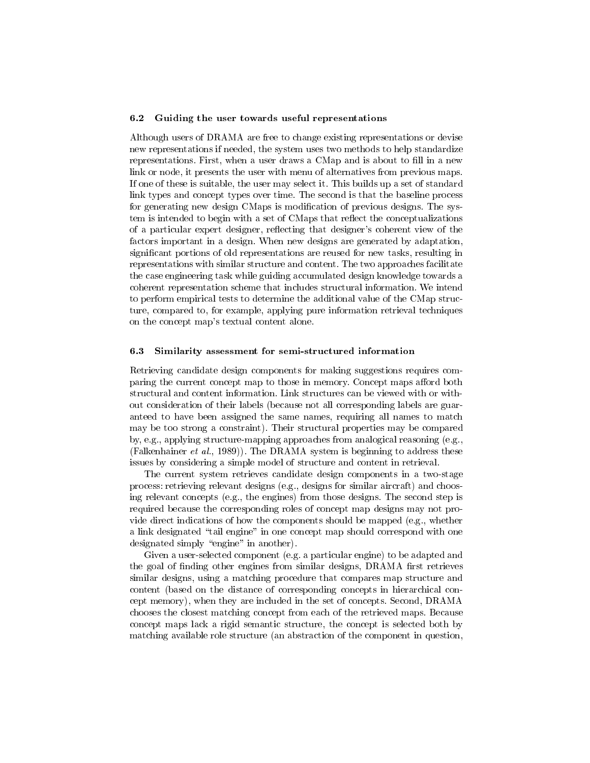### 6.2 Guiding the user towards useful representations

Although users of DRAMA are free to change existing representations or devise new representations if needed, the system uses two methods to help standardize representations. First, when a user draws a CMap and is about to fill in a new link or node, it presents the user with menu of alternatives from previous maps. If one of these is suitable, the user may select it. This builds up a set of standard link types and concept types over time. The second is that the baseline process for generating new design CMaps is modification of previous designs. The system is intended to begin with a set of CMaps that reflect the conceptualizations of a particular expert designer, reflecting that designer's coherent view of the factors important in a design. When new designs are generated by adaptation, significant portions of old representations are reused for new tasks, resulting in representations with similar structure and content. The two approaches facilitate the case engineering task while guiding accumulated design knowledge towards a coherent representation scheme that includes structural information. We intend to perform empirical tests to determine the additional value of the CMap structure, compared to, for example, applying pure information retrieval techniques on the concept map's textual content alone.

### 6.3 Similarity assessment for semi-structured information

Retrieving candidate design components for making suggestions requires comparing the current concept map to those in memory. Concept maps afford both structural and content information. Link structures can be viewed with or without consideration of their labels (because not all corresponding labels are guaranteed to have been assigned the same names, requiring all names to match may be too strong a constraint). Their structural properties may be compared by, e.g., applying structure-mapping approaches from analogical reasoning (e.g., (Falkenhainer *et al.*, 1989)). The DRAMA system is beginning to address these issues by considering a simple model of structure and content in retrieval.

The current system retrieves candidate design components in a two-stage process: retrieving relevant designs (e.g., designs for similar aircraft) and choosing relevant concepts (e.g., the engines) from those designs. The second step is required because the corresponding roles of concept map designs may not provide direct indications of how the components should be mapped (e.g., whether a link designated "tail engine" in one concept map should correspond with one designated simply "engine" in another).

Given a user-selected component (e.g. a particular engine) to be adapted and the goal of finding other engines from similar designs, DRAMA first retrieves similar designs, using a matching procedure that compares map structure and content (based on the distance of corresponding concepts in hierarchical concept memory), when they are included in the set of concepts. Second, DRAMA chooses the closest matching concept from each of the retrieved maps. Because concept maps lack a rigid semantic structure, the concept is selected both by matching available role structure (an abstraction of the component in question,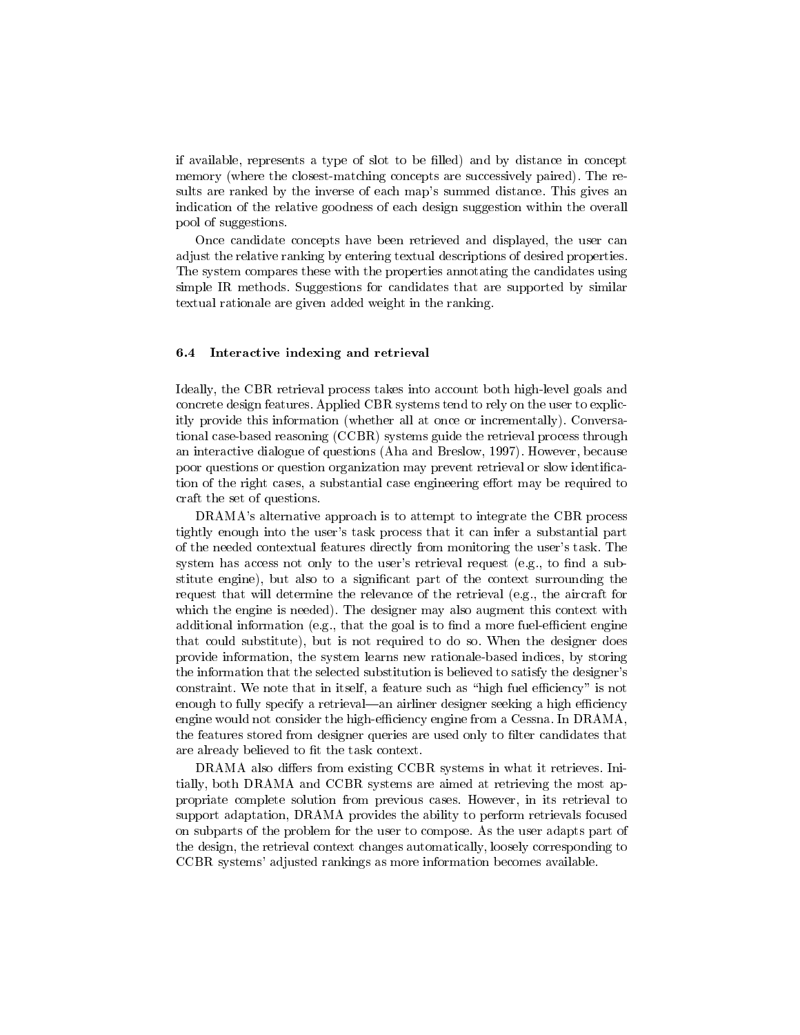if available, represents a type of slot to be filled) and by distance in concept memory (where the closest-matching concepts are successively paired). The results are ranked by the inverse of each map's summed distance. This gives an indication of the relative goodness of each design suggestion within the overall pool of suggestions.

Once candidate concepts have been retrieved and displayed, the user can adjust the relative ranking by entering textual descriptions of desired properties. The system compares these with the properties annotating the candidates using simple IR methods. Suggestions for candidates that are supported by similar textual rationale are given added weight in the ranking.

### 6.4 Interactive indexing and retrieval

Ideally, the CBR retrieval process takes into account both high-level goals and concrete design features. Applied CBR systems tend to rely on the user to explicitly provide this information (whether all at once or incrementally). Conversational case-based reasoning (CCBR) systems guide the retrieval process through an interactive dialogue of questions (Aha and Breslow, 1997). However, because poor questions or question organization may prevent retrieval or slow identification of the right cases, a substantial case engineering effort may be required to craft the set of questions.

DRAMA's alternative approach is to attempt to integrate the CBR process tightly enough into the user's task process that it can infer a substantial part of the needed contextual features directly from monitoring the user's task. The system has access not only to the user's retrieval request (e.g., to find a substitute engine), but also to a significant part of the context surrounding the request that will determine the relevance of the retrieval (e.g., the aircraft for which the engine is needed). The designer may also augment this context with additional information (e.g., that the goal is to find a more fuel-efficient engine that could substitute), but is not required to do so. When the designer does provide information, the system learns new rationale-based indices, by storing the information that the selected substitution is believed to satisfy the designer's constraint. We note that in itself, a feature such as "high fuel efficiency" is not enough to fully specify a retrieval—an airliner designer seeking a high efficiency engine would not consider the high-efficiency engine from a Cessna. In DRAMA, the features stored from designer queries are used only to filter candidates that are already believed to fit the task context.

DRAMA also differs from existing CCBR systems in what it retrieves. Initially, both DRAMA and CCBR systems are aimed at retrieving the most appropriate complete solution from previous cases. However, in its retrieval to support adaptation, DRAMA provides the ability to perform retrievals focused on subparts of the problem for the user to compose. As the user adapts part of the design, the retrieval context changes automatically, loosely corresponding to CCBR systems' adjusted rankings as more information becomes available.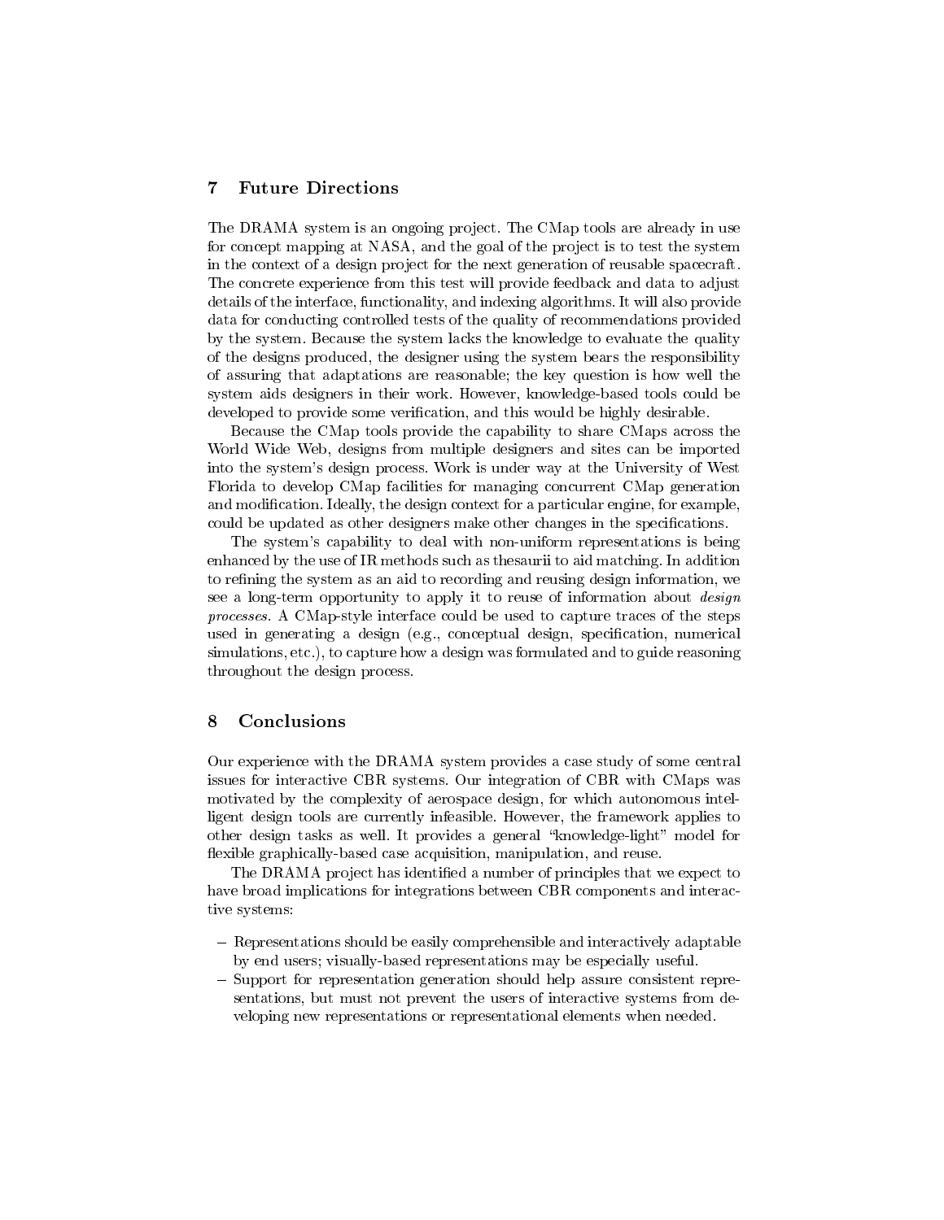## 7 Future Directions

The DRAMA system is an ongoing project. The CMap tools are already in use for concept mapping at NASA, and the goal of the project is to test the system in the context of a design project for the next generation of reusable spacecraft. The concrete experience from this test will provide feedback and data to adjust details of the interface, functionality, and indexing algorithms. It will also provide data for conducting controlled tests of the quality of recommendations provided by the system. Because the system lacks the knowledge to evaluate the quality of the designs produced, the designer using the system bears the responsibility of assuring that adaptations are reasonable; the key question is how well the system aids designers in their work. However, knowledge-based tools could be developed to provide some verification, and this would be highly desirable.

Because the CMap tools provide the capability to share CMaps across the World Wide Web, designs from multiple designers and sites can be imported into the system's design process. Work is under way at the University of West Florida to develop CMap facilities for managing concurrent CMap generation and modification. Ideally, the design context for a particular engine, for example, could be updated as other designers make other changes in the specifications.

The system's capability to deal with non-uniform representations is being enhanced by the use of IR methods such as thesaurii to aid matching. In addition to refining the system as an aid to recording and reusing design information, we see a long-term opportunity to apply it to reuse of information about *design processes*. A CMap-style interface could be used to capture traces of the steps used in generating a design (e.g., conceptual design, specification, numerical simulations, etc.), to capture how a design was formulated and to guide reasoning throughout the design process.

## 8 Conclusions

Our experience with the DRAMA system provides a case study of some central issues for interactive CBR systems. Our integration of CBR with CMaps was motivated by the complexity of aerospace design, for which autonomous intelligent design tools are currently infeasible. However, the framework applies to other design tasks as well. It provides a general "knowledge-light" model for flexible graphically-based case acquisition, manipulation, and reuse.

The DRAMA project has identified a number of principles that we expect to have broad implications for integrations between CBR components and interactive systems:

- Representations should be easily comprehensible and interactively adaptable by end users; visually-based representations may be especially useful.
- Support for representation generation should help assure consistent representations, but must not prevent the users of interactive systems from developing new representations or representational elements when needed.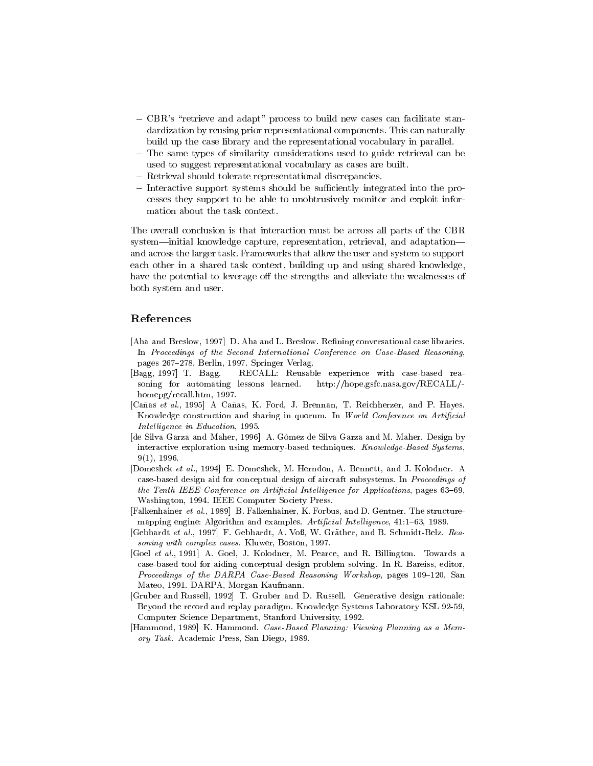- CBR's "retrieve and adapt" process to build new cases can facilitate standardization by reusing prior representational components. This can naturally build up the case library and the representational vocabulary in parallel.
- The same types of similarity considerations used to guide retrieval can be used to suggest representational vocabulary as cases are built.
- Retrieval should tolerate representational discrepancies.
- Interactive support systems should be sufficiently integrated into the processes they support to be able to unobtrusively monitor and exploit information about the task context.

The overall conclusion is that interaction must be across all parts of the CBR system—initial knowledge capture, representation, retrieval, and adaptation—and across the larger task. Frameworks that allow the user and system to support each other in a shared task context, building up and using shared knowledge, have the potential to leverage off the strengths and alleviate the weaknesses of both system and user.

## References

[Aha and Breslow, 1997] D. Aha and L. Breslow. Refining conversational case libraries. In *Proceedings of the Second International Conference on Case-Based Reasoning*, pages 267–278, Berlin, 1997. Springer Verlag.

[Bagg, 1997] T. Bagg. RECALL: Reusable experience with case-based reasoning for automating lessons learned. http://hope.gsfc.nasa.gov/RECALL/-homepg/recall.htm, 1997.

[Cañas *et al.*, 1995] A Cañas, K. Ford, J. Brennan, T. Reichherzer, and P. Hayes. Knowledge construction and sharing in quorum. In *World Conference on Artificial Intelligence in Education*, 1995.

[de Silva Garza and Maher, 1996] A. Gómez de Silva Garza and M. Maher. Design by interactive exploration using memory-based techniques. *Knowledge-Based Systems*, 9(1), 1996.

[Domeshek *et al.*, 1994] E. Domeshek, M. Herndon, A. Bennett, and J. Kolodner. A case-based design aid for conceptual design of aircraft subsystems. In *Proceedings of the Tenth IEEE Conference on Artificial Intelligence for Applications*, pages 63–69, Washington, 1994. IEEE Computer Society Press.

[Falkenhainer *et al.*, 1989] B. Falkenhainer, K. Forbus, and D. Gentner. The structure-mapping engine: Algorithm and examples. *Artificial Intelligence*, 41:1–63, 1989.

[Gebhardt *et al.*, 1997] F. Gebhardt, A. Voß, W. Gräther, and B. Schmidt-Belz. *Reasoning with complex cases*. Kluwer, Boston, 1997.

[Goel *et al.*, 1991] A. Goel, J. Kolodner, M. Pearce, and R. Billington. Towards a case-based tool for aiding conceptual design problem solving. In R. Bareiss, editor, *Proceedings of the DARPA Case-Based Reasoning Workshop*, pages 109–120, San Mateo, 1991. DARPA, Morgan Kaufmann.

[Gruber and Russell, 1992] T. Gruber and D. Russell. Generative design rationale: Beyond the record and replay paradigm. Knowledge Systems Laboratory KSL 92-59, Computer Science Department, Stanford University, 1992.

[Hammond, 1989] K. Hammond. *Case-Based Planning: Viewing Planning as a Memory Task*. Academic Press, San Diego, 1989.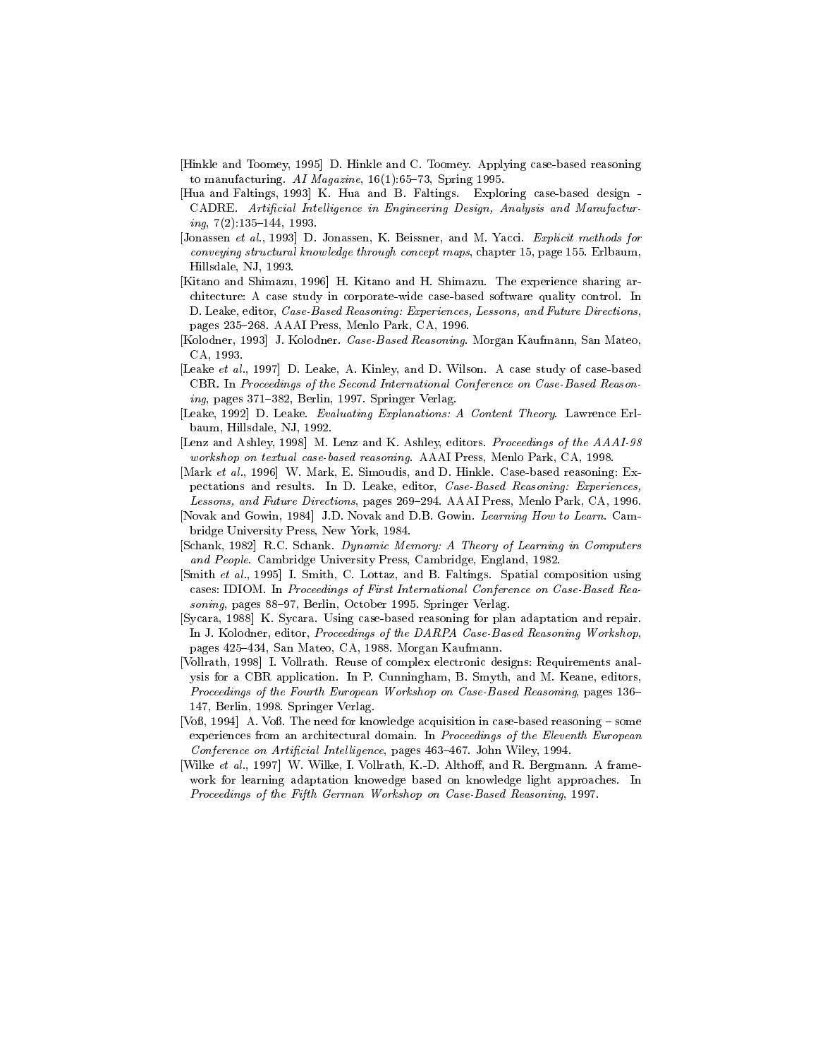[Hinkle and Toomey, 1995] D. Hinkle and C. Toomey. Applying case-based reasoning to manufacturing. *AI Magazine*, 16(1):65–73, Spring 1995.

[Hua and Faltings, 1993] K. Hua and B. Faltings. Exploring case-based design - CADRE. *Artificial Intelligence in Engineering Design, Analysis and Manufacturing*, 7(2):135–144, 1993.

[Jonassen *et al.*, 1993] D. Jonassen, K. Beissner, and M. Yacci. *Explicit methods for conveying structural knowledge through concept maps*, chapter 15, page 155. Erlbaum, Hillsdale, NJ, 1993.

[Kitano and Shimazu, 1996] H. Kitano and H. Shimazu. The experience sharing architecture: A case study in corporate-wide case-based software quality control. In D. Leake, editor, *Case-Based Reasoning: Experiences, Lessons, and Future Directions*, pages 235–268. AAAI Press, Menlo Park, CA, 1996.

[Kolodner, 1993] J. Kolodner. *Case-Based Reasoning*. Morgan Kaufmann, San Mateo, CA, 1993.

[Leake *et al.*, 1997] D. Leake, A. Kinley, and D. Wilson. A case study of case-based CBR. In *Proceedings of the Second International Conference on Case-Based Reasoning*, pages 371–382, Berlin, 1997. Springer Verlag.

[Leake, 1992] D. Leake. *Evaluating Explanations: A Content Theory*. Lawrence Erlbaum, Hillsdale, NJ, 1992.

[Lenz and Ashley, 1998] M. Lenz and K. Ashley, editors. *Proceedings of the AAAI-98 workshop on textual case-based reasoning*. AAAI Press, Menlo Park, CA, 1998.

[Mark *et al.*, 1996] W. Mark, E. Simoudis, and D. Hinkle. Case-based reasoning: Expectations and results. In D. Leake, editor, *Case-Based Reasoning: Experiences, Lessons, and Future Directions*, pages 269–294. AAAI Press, Menlo Park, CA, 1996.

[Novak and Gowin, 1984] J.D. Novak and D.B. Gowin. *Learning How to Learn*. Cambridge University Press, New York, 1984.

[Schank, 1982] R.C. Schank. *Dynamic Memory: A Theory of Learning in Computers and People*. Cambridge University Press, Cambridge, England, 1982.

[Smith *et al.*, 1995] I. Smith, C. Lottaz, and B. Faltings. Spatial composition using cases: IDIOM. In *Proceedings of First International Conference on Case-Based Reasoning*, pages 88–97, Berlin, October 1995. Springer Verlag.

[Sycara, 1988] K. Sycara. Using case-based reasoning for plan adaptation and repair. In J. Kolodner, editor, *Proceedings of the DARPA Case-Based Reasoning Workshop*, pages 425–434, San Mateo, CA, 1988. Morgan Kaufmann.

[Vollrath, 1998] I. Vollrath. Reuse of complex electronic designs: Requirements analysis for a CBR application. In P. Cunningham, B. Smyth, and M. Keane, editors, *Proceedings of the Fourth European Workshop on Case-Based Reasoning*, pages 136–147, Berlin, 1998. Springer Verlag.

[Voß, 1994] A. Voß. The need for knowledge acquisition in case-based reasoning – some experiences from an architectural domain. In *Proceedings of the Eleventh European Conference on Artificial Intelligence*, pages 463–467. John Wiley, 1994.

[Wilke *et al.*, 1997] W. Wilke, I. Vollrath, K.-D. Althoff, and R. Bergmann. A framework for learning adaptation knowedge based on knowledge light approaches. In *Proceedings of the Fifth German Workshop on Case-Based Reasoning*, 1997.